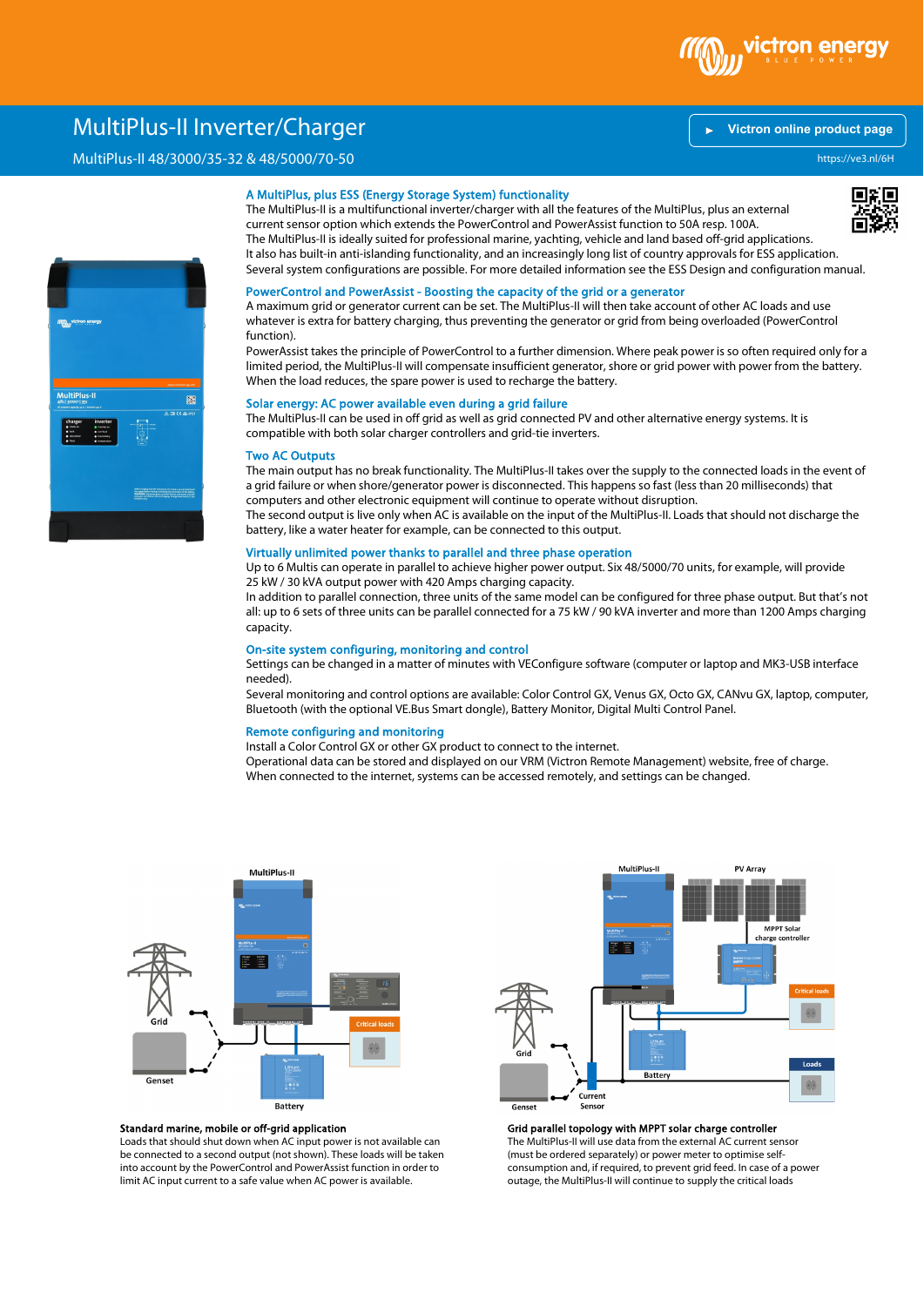# MultiPlus-II Inverter/Charger

MultiPlus-II 48/3000/35-32 & 48/5000/70-50

Victron online product page

https://ve3.nl/6H

## A MultiPlus, plus ESS (Energy Storage System) functionality

The MultiPlus-II is a multifunctional inverter/charger with all the features of the MultiPlus, plus an external current sensor option which extends the PowerControl and PowerAssist function to 50A resp. 100A.
The MultiPlus-II is ideally suited for professional marine, yachting, vehicle and land based off-grid applications.
It also has built-in anti-islanding functionality, and an increasingly long list of country approvals for ESS application.
Several system configurations are possible. For more detailed information see the ESS Design and configuration manual.

## PowerControl and PowerAssist - Boosting the capacity of the grid or a generator

A maximum grid or generator current can be set. The MultiPlus-II will then take account of other AC loads and use whatever is extra for battery charging, thus preventing the generator or grid from being overloaded (PowerControl function).
PowerAssist takes the principle of PowerControl to a further dimension. Where peak power is so often required only for a limited period, the MultiPlus-II will compensate insufficient generator, shore or grid power with power from the battery. When the load reduces, the spare power is used to recharge the battery.

## Solar energy: AC power available even during a grid failure

The MultiPlus-II can be used in off grid as well as grid connected PV and other alternative energy systems. It is compatible with both solar charger controllers and grid-tie inverters.

## Two AC Outputs

The main output has no break functionality. The MultiPlus-II takes over the supply to the connected loads in the event of a grid failure or when shore/generator power is disconnected. This happens so fast (less than 20 milliseconds) that computers and other electronic equipment will continue to operate without disruption.
The second output is live only when AC is available on the input of the MultiPlus-II. Loads that should not discharge the battery, like a water heater for example, can be connected to this output.

## Virtually unlimited power thanks to parallel and three phase operation

Up to 6 Multis can operate in parallel to achieve higher power output. Six 48/5000/70 units, for example, will provide 25 kW / 30 kVA output power with 420 Amps charging capacity.
In addition to parallel connection, three units of the same model can be configured for three phase output. But that's not all: up to 6 sets of three units can be parallel connected for a 75 kW / 90 kVA inverter and more than 1200 Amps charging capacity.

## On-site system configuring, monitoring and control

Settings can be changed in a matter of minutes with VEConfigure software (computer or laptop and MK3-USB interface needed).
Several monitoring and control options are available: Color Control GX, Venus GX, Octo GX, CANvu GX, laptop, computer, Bluetooth (with the optional VE.Bus Smart dongle), Battery Monitor, Digital Multi Control Panel.

## Remote configuring and monitoring

Install a Color Control GX or other GX product to connect to the internet.
Operational data can be stored and displayed on our VRM (Victron Remote Management) website, free of charge.
When connected to the internet, systems can be accessed remotely, and settings can be changed.

**Standard marine, mobile or off-grid application**
Loads that should shut down when AC input power is not available can be connected to a second output (not shown). These loads will be taken into account by the PowerControl and PowerAssist function in order to limit AC input current to a safe value when AC power is available.

**Grid parallel topology with MPPT solar charge controller**
The MultiPlus-II will use data from the external AC current sensor (must be ordered separately) or power meter to optimise self-consumption and, if required, to prevent grid feed. In case of a power outage, the MultiPlus-II will continue to supply the critical loads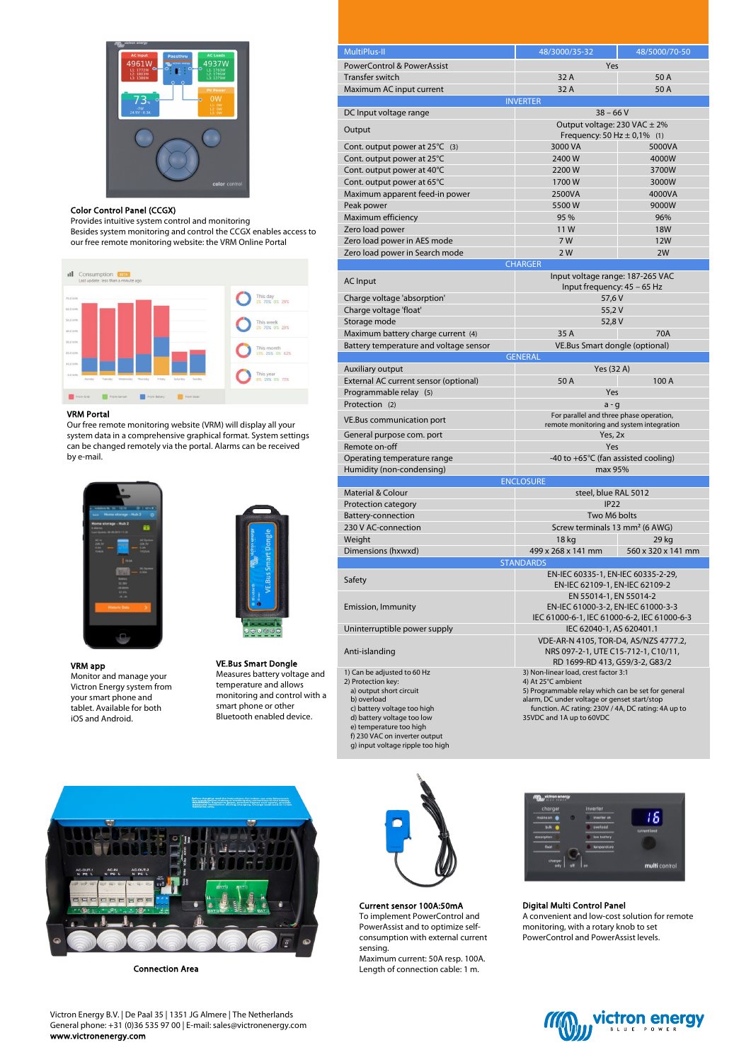**Color Control Panel (CCGX)**
Provides intuitive system control and monitoring
Besides system monitoring and control the CCGX enables access to our free remote monitoring website: the VRM Online Portal

**VRM Portal**
Our free remote monitoring website (VRM) will display all your system data in a comprehensive graphical format. System settings can be changed remotely via the portal. Alarms can be received by e-mail.

**VRM app**
Monitor and manage your Victron Energy system from your smart phone and tablet. Available for both iOS and Android.

**VE.Bus Smart Dongle**
Measures battery voltage and temperature and allows monitoring and control with a smart phone or other Bluetooth enabled device.

| MultiPlus-II | 48/3000/35-32 | 48/5000/70-50 |
|---|---|---|
| PowerControl & PowerAssist | Yes | |
| Transfer switch | 32 A | 50 A |
| Maximum AC input current | 32 A | 50 A |
| **INVERTER** | | |
| DC Input voltage range | 38 – 66 V | |
| Output | Output voltage: 230 VAC ± 2% Frequency: 50 Hz ± 0,1% (1) | |
| Cont. output power at 25°C (3) | 3000 VA | 5000VA |
| Cont. output power at 25°C | 2400 W | 4000W |
| Cont. output power at 40°C | 2200 W | 3700W |
| Cont. output power at 65°C | 1700 W | 3000W |
| Maximum apparent feed-in power | 2500VA | 4000VA |
| Peak power | 5500 W | 9000W |
| Maximum efficiency | 95 % | 96% |
| Zero load power | 11 W | 18W |
| Zero load power in AES mode | 7 W | 12W |
| Zero load power in Search mode | 2 W | 2W |
| **CHARGER** | | |
| AC Input | Input voltage range: 187-265 VAC Input frequency: 45 – 65 Hz | |
| Charge voltage 'absorption' | 57,6 V | |
| Charge voltage 'float' | 55,2 V | |
| Storage mode | 52,8 V | |
| Maximum battery charge current (4) | 35 A | 70A |
| Battery temperature and voltage sensor | VE.Bus Smart dongle (optional) | |
| **GENERAL** | | |
| Auxiliary output | Yes (32 A) | |
| External AC current sensor (optional) | 50 A | 100 A |
| Programmable relay (5) | Yes | |
| Protection (2) | a - g | |
| VE.Bus communication port | For parallel and three phase operation, remote monitoring and system integration | |
| General purpose com. port | Yes, 2x | |
| Remote on-off | Yes | |
| Operating temperature range | -40 to +65°C (fan assisted cooling) | |
| Humidity (non-condensing) | max 95% | |
| **ENCLOSURE** | | |
| Material & Colour | steel, blue RAL 5012 | |
| Protection category | IP22 | |
| Battery-connection | Two M6 bolts | |
| 230 V AC-connection | Screw terminals 13 mm² (6 AWG) | |
| Weight | 18 kg | 29 kg |
| Dimensions (hxwxd) | 499 x 268 x 141 mm | 560 x 320 x 141 mm |
| **STANDARDS** | | |
| Safety | EN-IEC 60335-1, EN-IEC 60335-2-29, EN-IEC 62109-1, EN-IEC 62109-2 | |
| Emission, Immunity | EN 55014-1, EN 55014-2 EN-IEC 61000-3-2, EN-IEC 61000-3-3 IEC 61000-6-1, IEC 61000-6-2, IEC 61000-6-3 | |
| Uninterruptible power supply | IEC 62040-1, AS 62040.1.1 | |
| Anti-islanding | VDE-AR-N 4105, TOR-D4, AS/NZS 4777.2, NRS 097-2-1, UTE C15-712-1, C10/11, RD 1699-RD 413, G59/3-2, G83/2 | |

1) Can be adjusted to 60 Hz
2) Protection key:
 a) output short circuit
 b) overload
 c) battery voltage too high
 d) battery voltage too low
 e) temperature too high
 f) 230 VAC on inverter output
 g) input voltage ripple too high
3) Non-linear load, crest factor 3:1
4) At 25°C ambient
5) Programmable relay which can be set for general alarm, DC under voltage or genset start/stop function. AC rating: 230V / 4A, DC rating: 4A up to 35VDC and 1A up to 60VDC

**Connection Area**

**Current sensor 100A:50mA**
To implement PowerControl and PowerAssist and to optimize self-consumption with external current sensing.
Maximum current: 50A resp. 100A.
Length of connection cable: 1 m.

**Digital Multi Control Panel**
A convenient and low-cost solution for remote monitoring, with a rotary knob to set PowerControl and PowerAssist levels.

Victron Energy B.V. | De Paal 35 | 1351 JG Almere | The Netherlands
General phone: +31 (0)36 535 97 00 | E-mail: sales@victronenergy.com
**www.victronenergy.com**